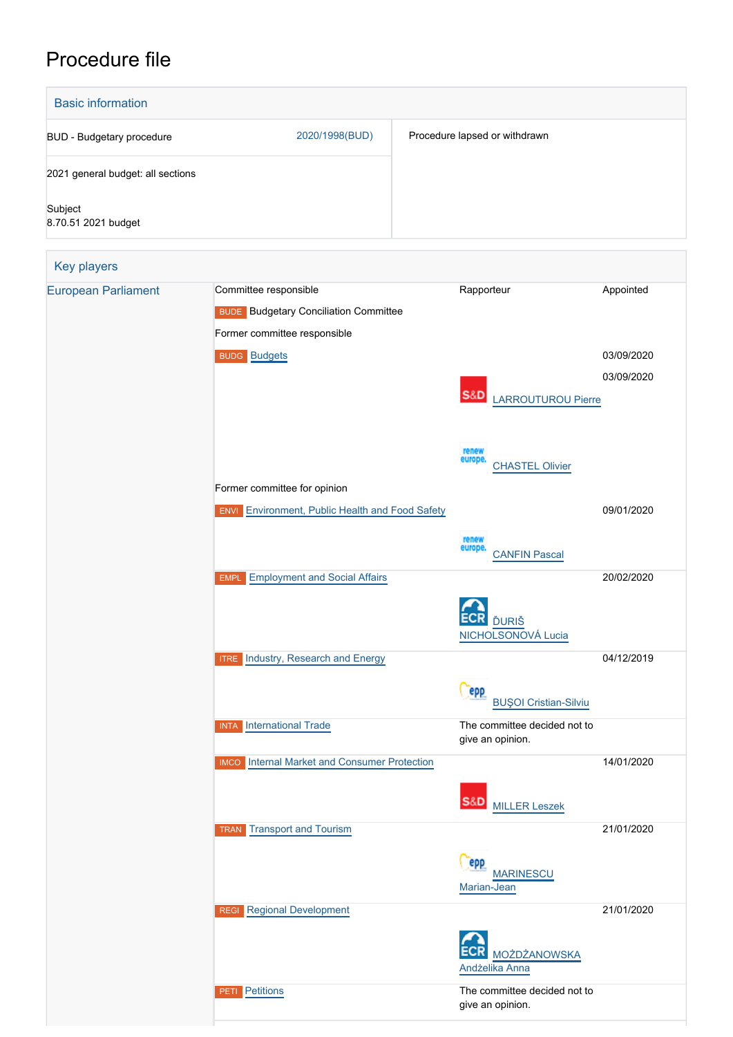# Procedure file

## Basic information

| | | |
|---|---|---|
| BUD - Budgetary procedure | 2020/1998(BUD) | Procedure lapsed or withdrawn |
| 2021 general budget: all sections | | |
| Subject<br>8.70.51 2021 budget | | |

## Key players

| | | | |
|---|---|---|---|
| European Parliament | Committee responsible | Rapporteur | Appointed |
| | BUDE Budgetary Conciliation Committee | | |
| | Former committee responsible | | |
| | BUDG Budgets | | 03/09/2020 |
| | | S&D LARROUTUROU Pierre<br>renew europe. CHASTEL Olivier | 03/09/2020 |
| | Former committee for opinion | | |
| | ENVI Environment, Public Health and Food Safety | renew europe. CANFIN Pascal | 09/01/2020 |
| | EMPL Employment and Social Affairs | ECR ĎURIŠ NICHOLSONOVÁ Lucia | 20/02/2020 |
| | ITRE Industry, Research and Energy | epp BUŞOI Cristian-Silviu | 04/12/2019 |
| | INTA International Trade | The committee decided not to give an opinion. | |
| | IMCO Internal Market and Consumer Protection | S&D MILLER Leszek | 14/01/2020 |
| | TRAN Transport and Tourism | epp MARINESCU Marian-Jean | 21/01/2020 |
| | REGI Regional Development | ECR MOŻDŻANOWSKA Andżelika Anna | 21/01/2020 |
| | PETI Petitions | The committee decided not to give an opinion. | |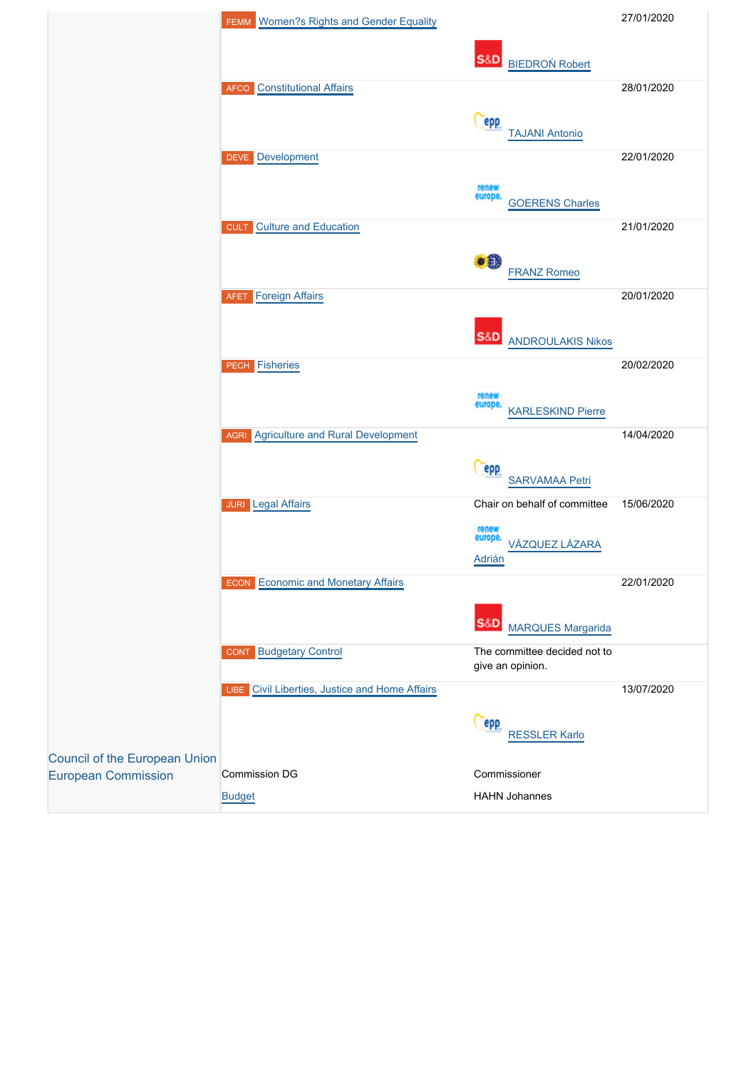| | | | |
|---|---|---|---|
| | FEMM Women?s Rights and Gender Equality | S&D BIEDROŃ Robert | 27/01/2020 |
| | AFCO Constitutional Affairs | epp TAJANI Antonio | 28/01/2020 |
| | DEVE Development | renew europe. GOERENS Charles | 22/01/2020 |
| | CULT Culture and Education | FRANZ Romeo | 21/01/2020 |
| | AFET Foreign Affairs | S&D ANDROULAKIS Nikos | 20/01/2020 |
| | PECH Fisheries | renew europe. KARLESKIND Pierre | 20/02/2020 |
| | AGRI Agriculture and Rural Development | epp SARVAMAA Petri | 14/04/2020 |
| | JURI Legal Affairs | Chair on behalf of committee renew europe. VÁZQUEZ LÁZARA Adrián | 15/06/2020 |
| | ECON Economic and Monetary Affairs | S&D MARQUES Margarida | 22/01/2020 |
| | CONT Budgetary Control | The committee decided not to give an opinion. | |
| | LIBE Civil Liberties, Justice and Home Affairs | epp RESSLER Karlo | 13/07/2020 |
| Council of the European Union | | | |
| European Commission | Commission DG | Commissioner | |
| | Budget | HAHN Johannes | |